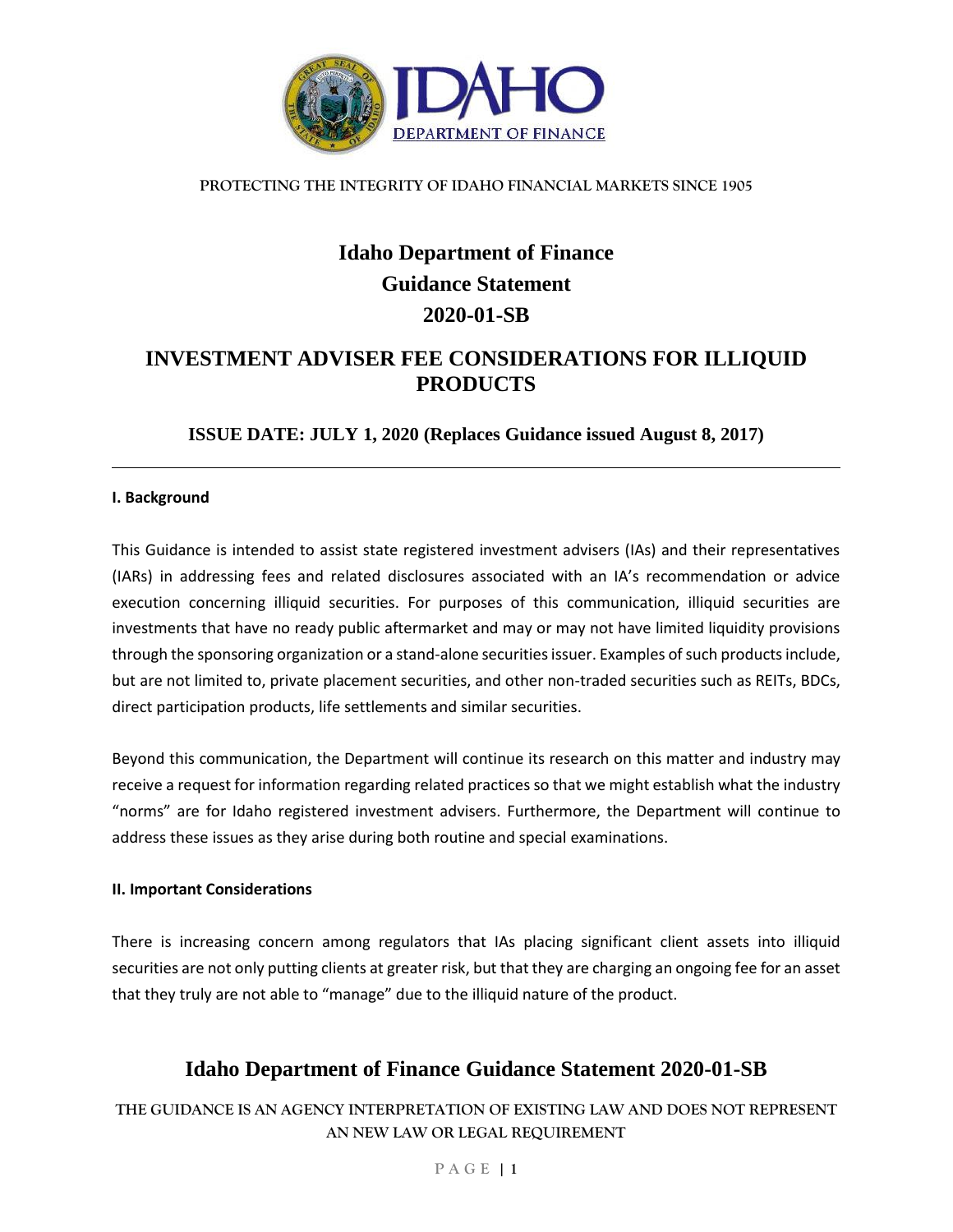PROTECTING THE INTEGRITY OF IDAHO FINANCIAL MARKETS SINCE 1905

# Idaho Department of Finance Guidance Statement 2020-01-SB

## INVESTMENT ADVISER FEE CONSIDERATIONS FOR ILLIQUID PRODUCTS

**ISSUE DATE: JULY 1, 2020 (Replaces Guidance issued August 8, 2017)**

---

### I. Background

This Guidance is intended to assist state registered investment advisers (IAs) and their representatives (IARs) in addressing fees and related disclosures associated with an IA's recommendation or advice execution concerning illiquid securities. For purposes of this communication, illiquid securities are investments that have no ready public aftermarket and may or may not have limited liquidity provisions through the sponsoring organization or a stand-alone securities issuer. Examples of such products include, but are not limited to, private placement securities, and other non-traded securities such as REITs, BDCs, direct participation products, life settlements and similar securities.

Beyond this communication, the Department will continue its research on this matter and industry may receive a request for information regarding related practices so that we might establish what the industry "norms" are for Idaho registered investment advisers. Furthermore, the Department will continue to address these issues as they arise during both routine and special examinations.

### II. Important Considerations

There is increasing concern among regulators that IAs placing significant client assets into illiquid securities are not only putting clients at greater risk, but that they are charging an ongoing fee for an asset that they truly are not able to "manage" due to the illiquid nature of the product.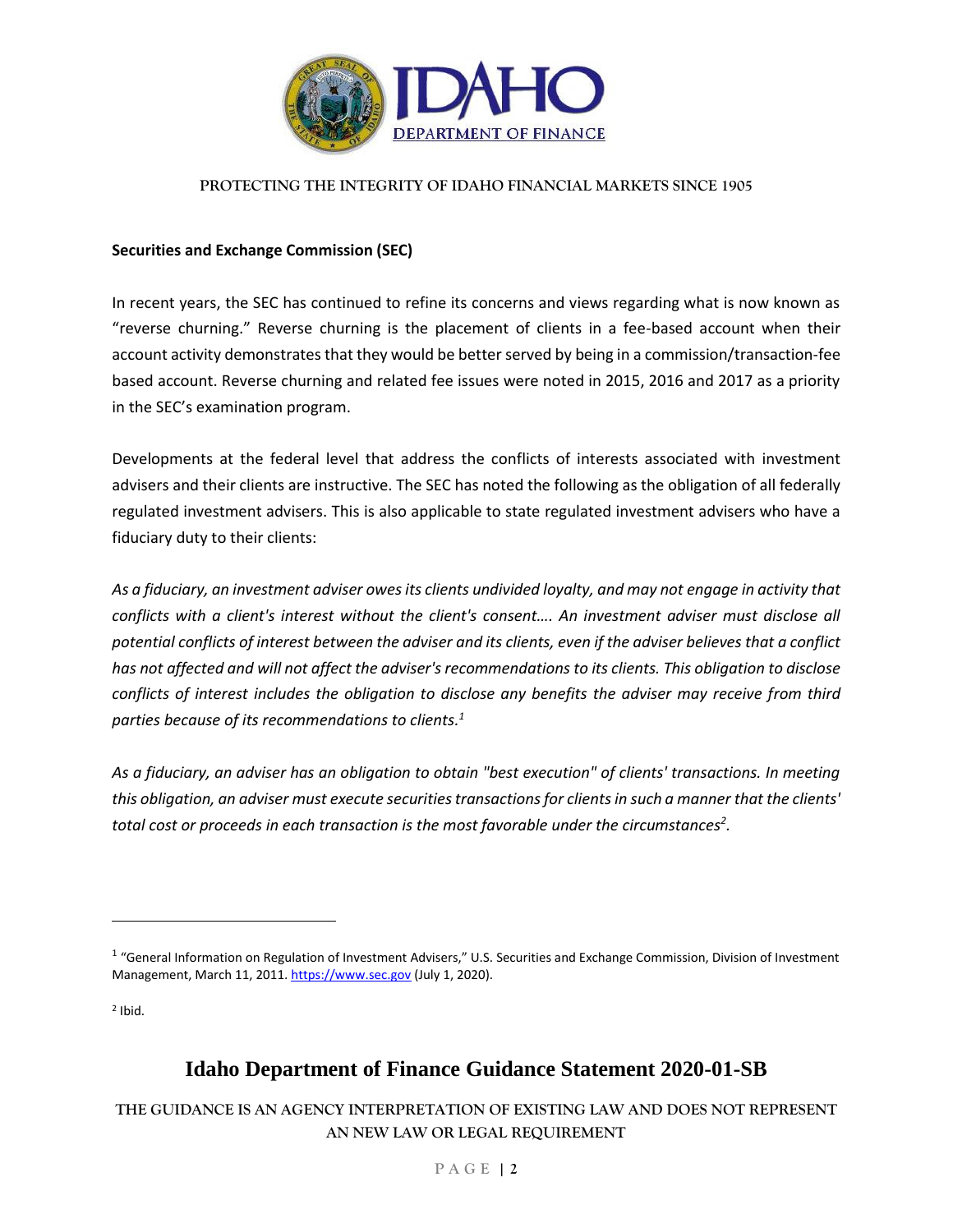**Securities and Exchange Commission (SEC)**

In recent years, the SEC has continued to refine its concerns and views regarding what is now known as "reverse churning." Reverse churning is the placement of clients in a fee-based account when their account activity demonstrates that they would be better served by being in a commission/transaction-fee based account. Reverse churning and related fee issues were noted in 2015, 2016 and 2017 as a priority in the SEC's examination program.

Developments at the federal level that address the conflicts of interests associated with investment advisers and their clients are instructive. The SEC has noted the following as the obligation of all federally regulated investment advisers. This is also applicable to state regulated investment advisers who have a fiduciary duty to their clients:

*As a fiduciary, an investment adviser owes its clients undivided loyalty, and may not engage in activity that conflicts with a client's interest without the client's consent…. An investment adviser must disclose all potential conflicts of interest between the adviser and its clients, even if the adviser believes that a conflict has not affected and will not affect the adviser's recommendations to its clients. This obligation to disclose conflicts of interest includes the obligation to disclose any benefits the adviser may receive from third parties because of its recommendations to clients.*[1]

*As a fiduciary, an adviser has an obligation to obtain "best execution" of clients' transactions. In meeting this obligation, an adviser must execute securities transactions for clients in such a manner that the clients' total cost or proceeds in each transaction is the most favorable under the circumstances*[2]*.*

---

[1] "General Information on Regulation of Investment Advisers," U.S. Securities and Exchange Commission, Division of Investment Management, March 11, 2011. https://www.sec.gov (July 1, 2020).

[2] Ibid.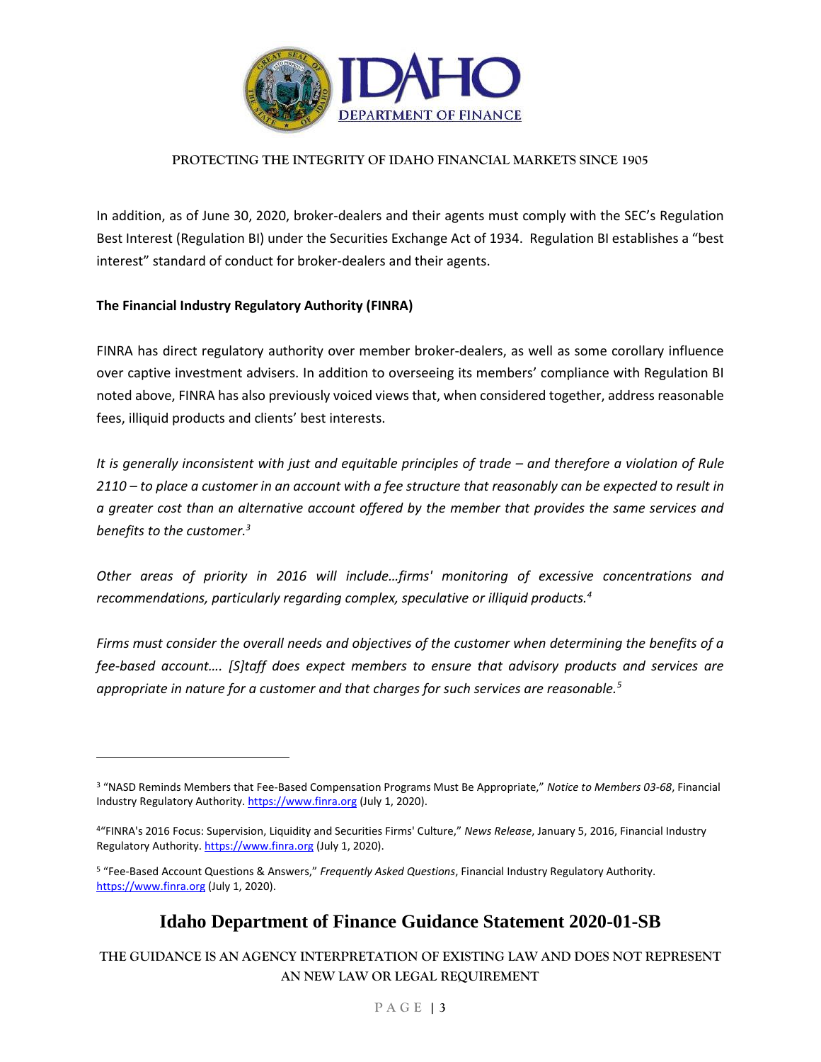In addition, as of June 30, 2020, broker-dealers and their agents must comply with the SEC's Regulation Best Interest (Regulation BI) under the Securities Exchange Act of 1934. Regulation BI establishes a "best interest" standard of conduct for broker-dealers and their agents.

**The Financial Industry Regulatory Authority (FINRA)**

FINRA has direct regulatory authority over member broker-dealers, as well as some corollary influence over captive investment advisers. In addition to overseeing its members' compliance with Regulation BI noted above, FINRA has also previously voiced views that, when considered together, address reasonable fees, illiquid products and clients' best interests.

*It is generally inconsistent with just and equitable principles of trade – and therefore a violation of Rule 2110 – to place a customer in an account with a fee structure that reasonably can be expected to result in a greater cost than an alternative account offered by the member that provides the same services and benefits to the customer.*[3]

*Other areas of priority in 2016 will include…firms' monitoring of excessive concentrations and recommendations, particularly regarding complex, speculative or illiquid products.*[4]

*Firms must consider the overall needs and objectives of the customer when determining the benefits of a fee-based account…. [S]taff does expect members to ensure that advisory products and services are appropriate in nature for a customer and that charges for such services are reasonable.*[5]

---

[3] "NASD Reminds Members that Fee-Based Compensation Programs Must Be Appropriate," *Notice to Members 03-68*, Financial Industry Regulatory Authority. https://www.finra.org (July 1, 2020).

[4] "FINRA's 2016 Focus: Supervision, Liquidity and Securities Firms' Culture," *News Release*, January 5, 2016, Financial Industry Regulatory Authority. https://www.finra.org (July 1, 2020).

[5] "Fee-Based Account Questions & Answers," *Frequently Asked Questions*, Financial Industry Regulatory Authority. https://www.finra.org (July 1, 2020).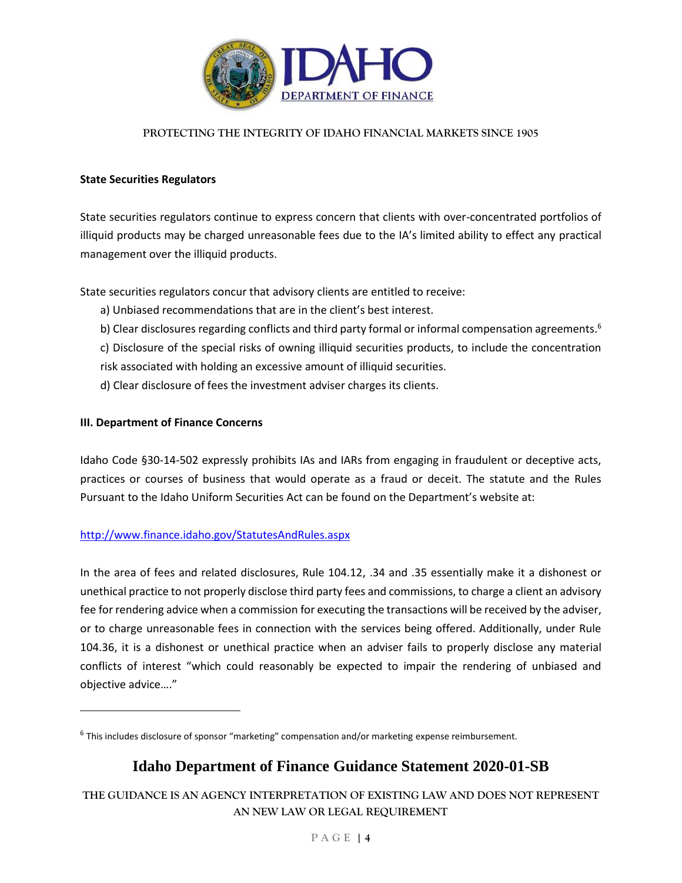**State Securities Regulators**

State securities regulators continue to express concern that clients with over-concentrated portfolios of illiquid products may be charged unreasonable fees due to the IA's limited ability to effect any practical management over the illiquid products.

State securities regulators concur that advisory clients are entitled to receive:

a) Unbiased recommendations that are in the client's best interest.

b) Clear disclosures regarding conflicts and third party formal or informal compensation agreements.[6]

c) Disclosure of the special risks of owning illiquid securities products, to include the concentration risk associated with holding an excessive amount of illiquid securities.

d) Clear disclosure of fees the investment adviser charges its clients.

**III. Department of Finance Concerns**

Idaho Code §30-14-502 expressly prohibits IAs and IARs from engaging in fraudulent or deceptive acts, practices or courses of business that would operate as a fraud or deceit. The statute and the Rules Pursuant to the Idaho Uniform Securities Act can be found on the Department's website at:

http://www.finance.idaho.gov/StatutesAndRules.aspx

In the area of fees and related disclosures, Rule 104.12, .34 and .35 essentially make it a dishonest or unethical practice to not properly disclose third party fees and commissions, to charge a client an advisory fee for rendering advice when a commission for executing the transactions will be received by the adviser, or to charge unreasonable fees in connection with the services being offered. Additionally, under Rule 104.36, it is a dishonest or unethical practice when an adviser fails to properly disclose any material conflicts of interest "which could reasonably be expected to impair the rendering of unbiased and objective advice…."

---

[6] This includes disclosure of sponsor "marketing" compensation and/or marketing expense reimbursement.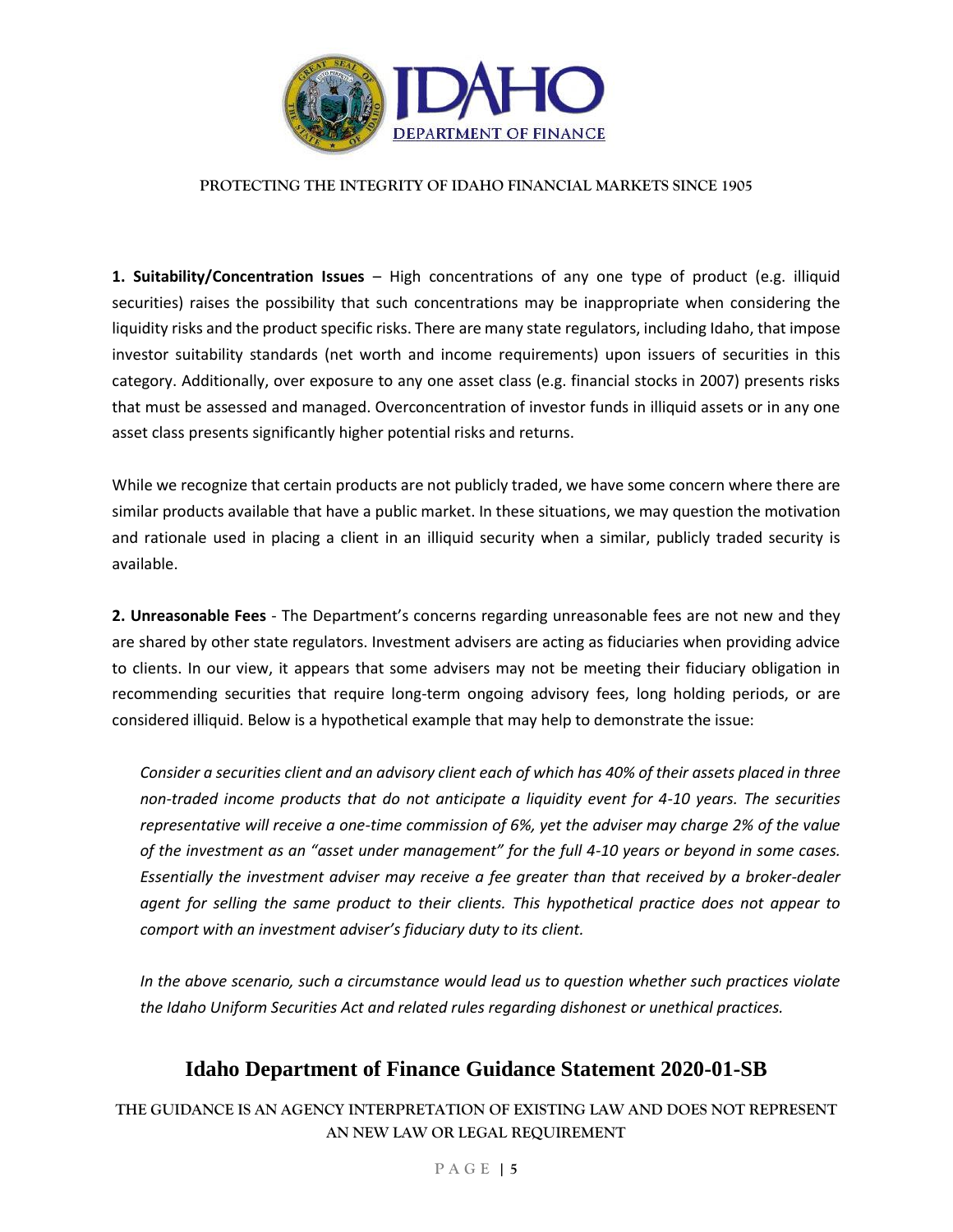**1. Suitability/Concentration Issues** – High concentrations of any one type of product (e.g. illiquid securities) raises the possibility that such concentrations may be inappropriate when considering the liquidity risks and the product specific risks. There are many state regulators, including Idaho, that impose investor suitability standards (net worth and income requirements) upon issuers of securities in this category. Additionally, over exposure to any one asset class (e.g. financial stocks in 2007) presents risks that must be assessed and managed. Overconcentration of investor funds in illiquid assets or in any one asset class presents significantly higher potential risks and returns.

While we recognize that certain products are not publicly traded, we have some concern where there are similar products available that have a public market. In these situations, we may question the motivation and rationale used in placing a client in an illiquid security when a similar, publicly traded security is available.

**2. Unreasonable Fees** - The Department's concerns regarding unreasonable fees are not new and they are shared by other state regulators. Investment advisers are acting as fiduciaries when providing advice to clients. In our view, it appears that some advisers may not be meeting their fiduciary obligation in recommending securities that require long-term ongoing advisory fees, long holding periods, or are considered illiquid. Below is a hypothetical example that may help to demonstrate the issue:

> *Consider a securities client and an advisory client each of which has 40% of their assets placed in three non-traded income products that do not anticipate a liquidity event for 4-10 years. The securities representative will receive a one-time commission of 6%, yet the adviser may charge 2% of the value of the investment as an "asset under management" for the full 4-10 years or beyond in some cases. Essentially the investment adviser may receive a fee greater than that received by a broker-dealer agent for selling the same product to their clients. This hypothetical practice does not appear to comport with an investment adviser's fiduciary duty to its client.*
>
> *In the above scenario, such a circumstance would lead us to question whether such practices violate the Idaho Uniform Securities Act and related rules regarding dishonest or unethical practices.*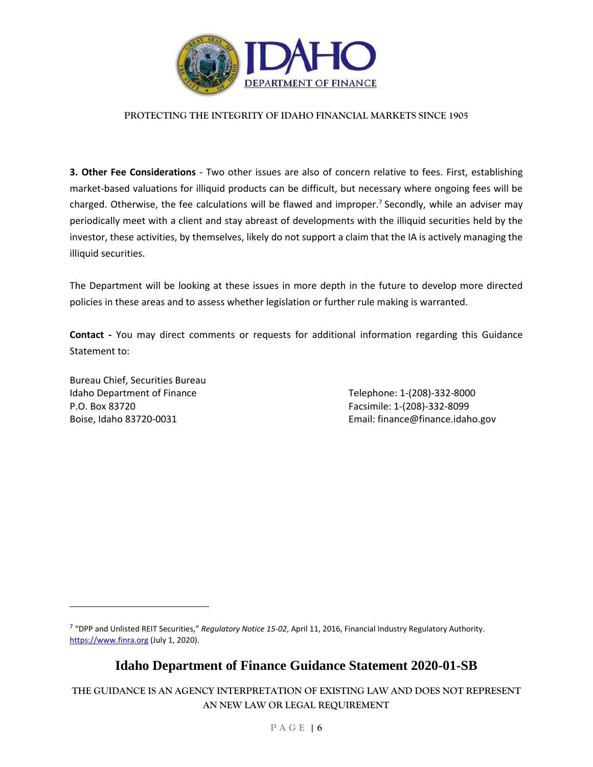**3. Other Fee Considerations** - Two other issues are also of concern relative to fees. First, establishing market-based valuations for illiquid products can be difficult, but necessary where ongoing fees will be charged. Otherwise, the fee calculations will be flawed and improper.[7] Secondly, while an adviser may periodically meet with a client and stay abreast of developments with the illiquid securities held by the investor, these activities, by themselves, likely do not support a claim that the IA is actively managing the illiquid securities.

The Department will be looking at these issues in more depth in the future to develop more directed policies in these areas and to assess whether legislation or further rule making is warranted.

**Contact -** You may direct comments or requests for additional information regarding this Guidance Statement to:

Bureau Chief, Securities Bureau
Idaho Department of Finance
P.O. Box 83720
Boise, Idaho 83720-0031

Telephone: 1-(208)-332-8000
Facsimile: 1-(208)-332-8099
Email: finance@finance.idaho.gov

[7] "DPP and Unlisted REIT Securities," *Regulatory Notice 15-02*, April 11, 2016, Financial Industry Regulatory Authority. https://www.finra.org (July 1, 2020).